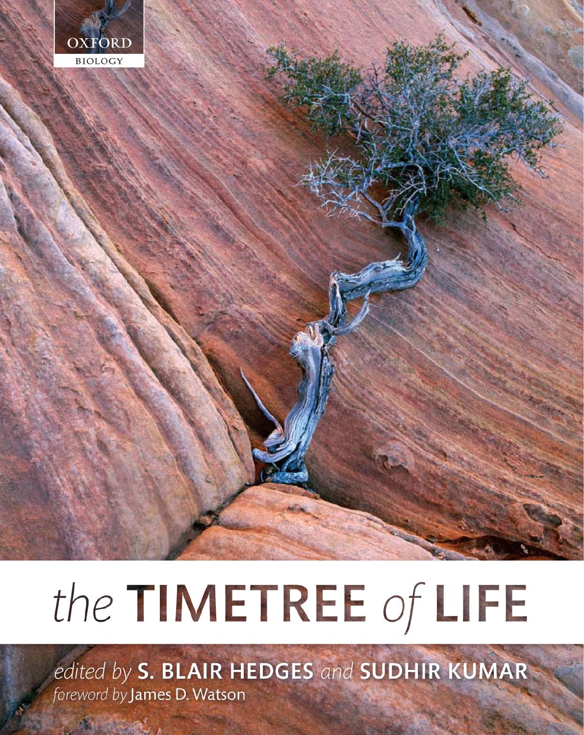OXFORD

BIOLOGY

# the TIMETREE of LIFE

*edited by* **S. BLAIR HEDGES** *and* **SUDHIR KUMAR**

*foreword by* James D. Watson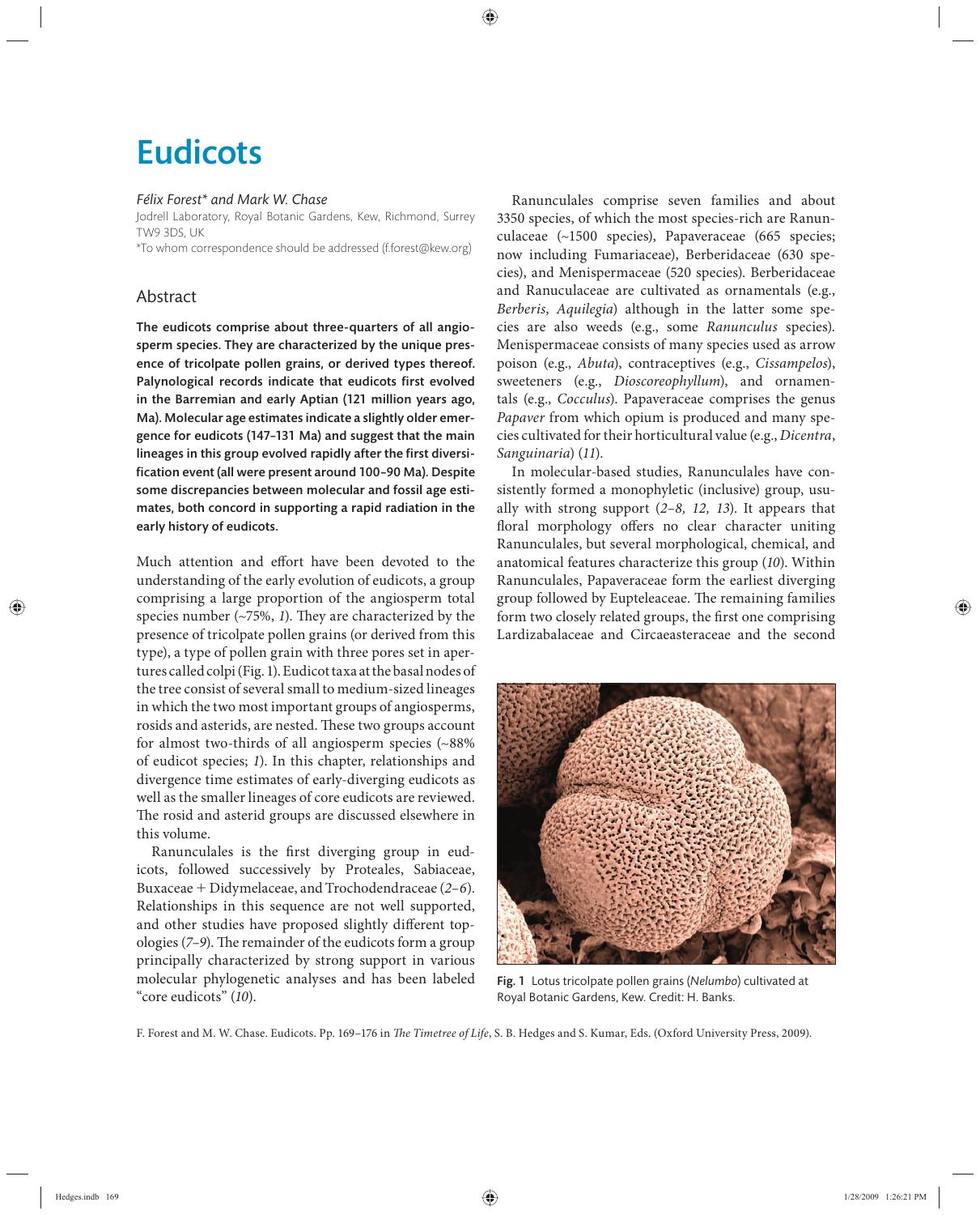# Eudicots

*Félix Forest\* and Mark W. Chase*

Jodrell Laboratory, Royal Botanic Gardens, Kew, Richmond, Surrey TW9 3DS, UK

\*To whom correspondence should be addressed (f.forest@kew.org)

## Abstract

**The eudicots comprise about three-quarters of all angiosperm species. They are characterized by the unique presence of tricolpate pollen grains, or derived types thereof. Palynological records indicate that eudicots first evolved in the Barremian and early Aptian (121 million years ago, Ma). Molecular age estimates indicate a slightly older emergence for eudicots (147–131 Ma) and suggest that the main lineages in this group evolved rapidly after the first diversification event (all were present around 100–90 Ma). Despite some discrepancies between molecular and fossil age estimates, both concord in supporting a rapid radiation in the early history of eudicots.**

Much attention and effort have been devoted to the understanding of the early evolution of eudicots, a group comprising a large proportion of the angiosperm total species number (~75%, *1*). They are characterized by the presence of tricolpate pollen grains (or derived from this type), a type of pollen grain with three pores set in apertures called colpi (Fig. 1). Eudicot taxa at the basal nodes of the tree consist of several small to medium-sized lineages in which the two most important groups of angiosperms, rosids and asterids, are nested. These two groups account for almost two-thirds of all angiosperm species (~88% of eudicot species; *1*). In this chapter, relationships and divergence time estimates of early-diverging eudicots as well as the smaller lineages of core eudicots are reviewed. The rosid and asterid groups are discussed elsewhere in this volume.

Ranunculales is the first diverging group in eudicots, followed successively by Proteales, Sabiaceae, Buxaceae + Didymelaceae, and Trochodendraceae (*2–6*). Relationships in this sequence are not well supported, and other studies have proposed slightly different topologies (*7–9*). The remainder of the eudicots form a group principally characterized by strong support in various molecular phylogenetic analyses and has been labeled "core eudicots" (*10*).

Ranunculales comprise seven families and about 3350 species, of which the most species-rich are Ranunculaceae (~1500 species), Papaveraceae (665 species; now including Fumariaceae), Berberidaceae (630 species), and Menispermaceae (520 species). Berberidaceae and Ranuculaceae are cultivated as ornamentals (e.g., *Berberis*, *Aquilegia*) although in the latter some species are also weeds (e.g., some *Ranunculus* species). Menispermaceae consists of many species used as arrow poison (e.g., *Abuta*), contraceptives (e.g., *Cissampelos*), sweeteners (e.g., *Dioscoreophyllum*), and ornamentals (e.g., *Cocculus*). Papaveraceae comprises the genus *Papaver* from which opium is produced and many species cultivated for their horticultural value (e.g., *Dicentra*, *Sanguinaria*) (*11*).

In molecular-based studies, Ranunculales have consistently formed a monophyletic (inclusive) group, usually with strong support (*2–8, 12, 13*). It appears that floral morphology offers no clear character uniting Ranunculales, but several morphological, chemical, and anatomical features characterize this group (*10*). Within Ranunculales, Papaveraceae form the earliest diverging group followed by Eupteleaceae. The remaining families form two closely related groups, the first one comprising Lardizabalaceae and Circaeasteraceae and the second

**Fig. 1** Lotus tricolpate pollen grains (*Nelumbo*) cultivated at Royal Botanic Gardens, Kew. Credit: H. Banks.

F. Forest and M. W. Chase. Eudicots. Pp. 169–176 in *The Timetree of Life*, S. B. Hedges and S. Kumar, Eds. (Oxford University Press, 2009).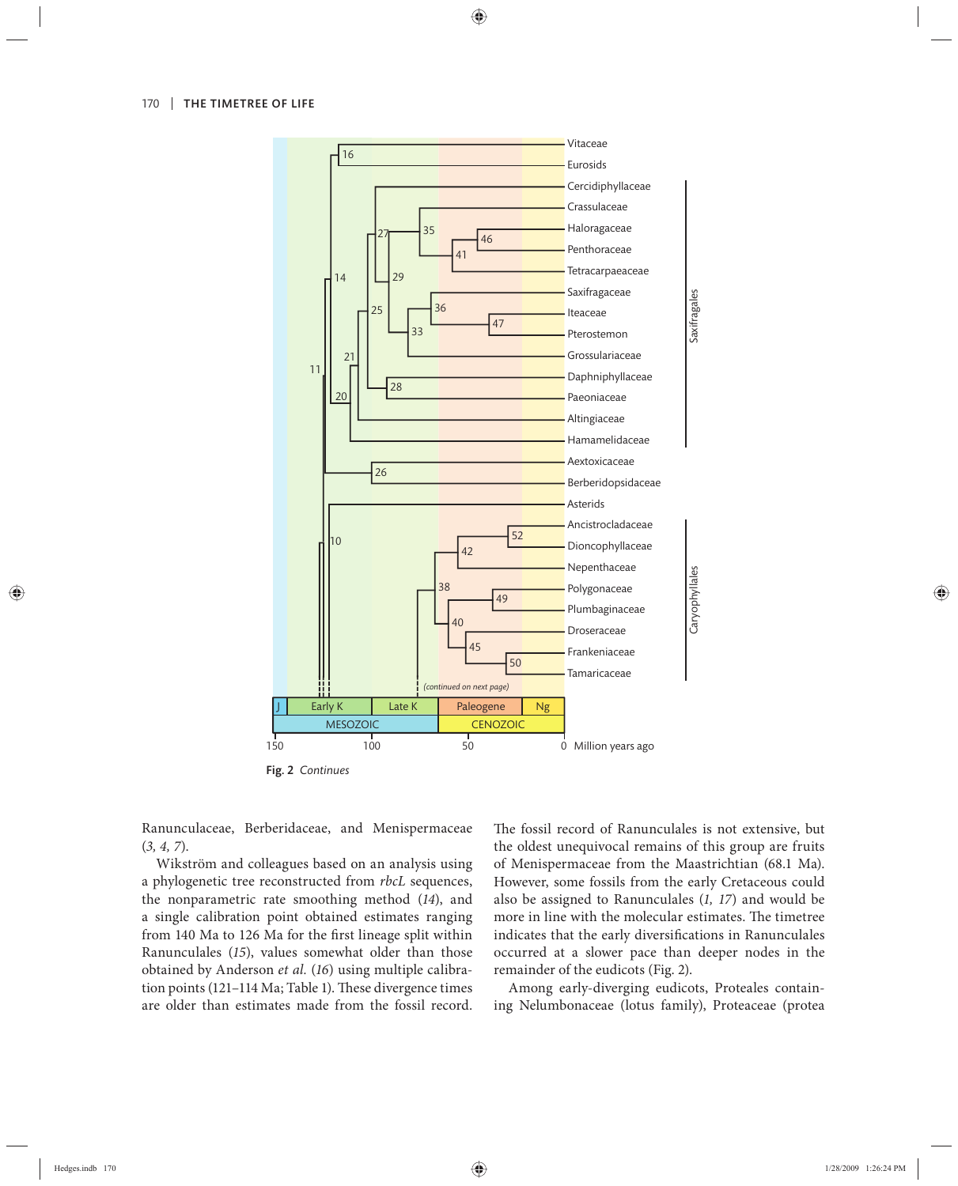**Fig. 2** *Continues*

Ranunculaceae, Berberidaceae, and Menispermaceae (*3, 4, 7*).

Wikström and colleagues based on an analysis using a phylogenetic tree reconstructed from *rbcL* sequences, the nonparametric rate smoothing method (*14*), and a single calibration point obtained estimates ranging from 140 Ma to 126 Ma for the first lineage split within Ranunculales (*15*), values somewhat older than those obtained by Anderson *et al.* (*16*) using multiple calibration points (121–114 Ma; Table 1). These divergence times are older than estimates made from the fossil record. The fossil record of Ranunculales is not extensive, but the oldest unequivocal remains of this group are fruits of Menispermaceae from the Maastrichtian (68.1 Ma). However, some fossils from the early Cretaceous could also be assigned to Ranunculales (*1, 17*) and would be more in line with the molecular estimates. The timetree indicates that the early diversifications in Ranunculales occurred at a slower pace than deeper nodes in the remainder of the eudicots (Fig. 2).

Among early-diverging eudicots, Proteales containing Nelumbonaceae (lotus family), Proteaceae (protea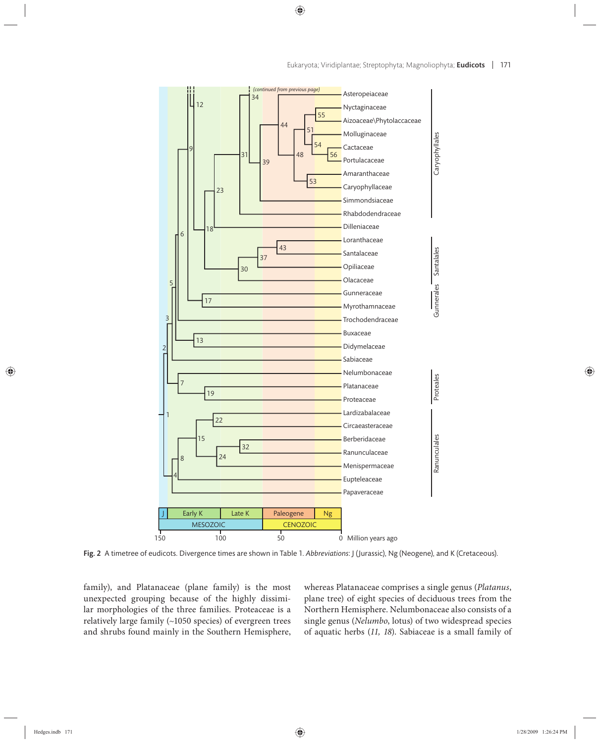**Fig. 2** A timetree of eudicots. Divergence times are shown in Table 1. *Abbreviations*: J (Jurassic), Ng (Neogene), and K (Cretaceous).

family), and Platanaceae (plane family) is the most unexpected grouping because of the highly dissimilar morphologies of the three families. Proteaceae is a relatively large family (~1050 species) of evergreen trees and shrubs found mainly in the Southern Hemisphere, whereas Platanaceae comprises a single genus (*Platanus*, plane tree) of eight species of deciduous trees from the Northern Hemisphere. Nelumbonaceae also consists of a single genus (*Nelumbo*, lotus) of two widespread species of aquatic herbs (*11, 18*). Sabiaceae is a small family of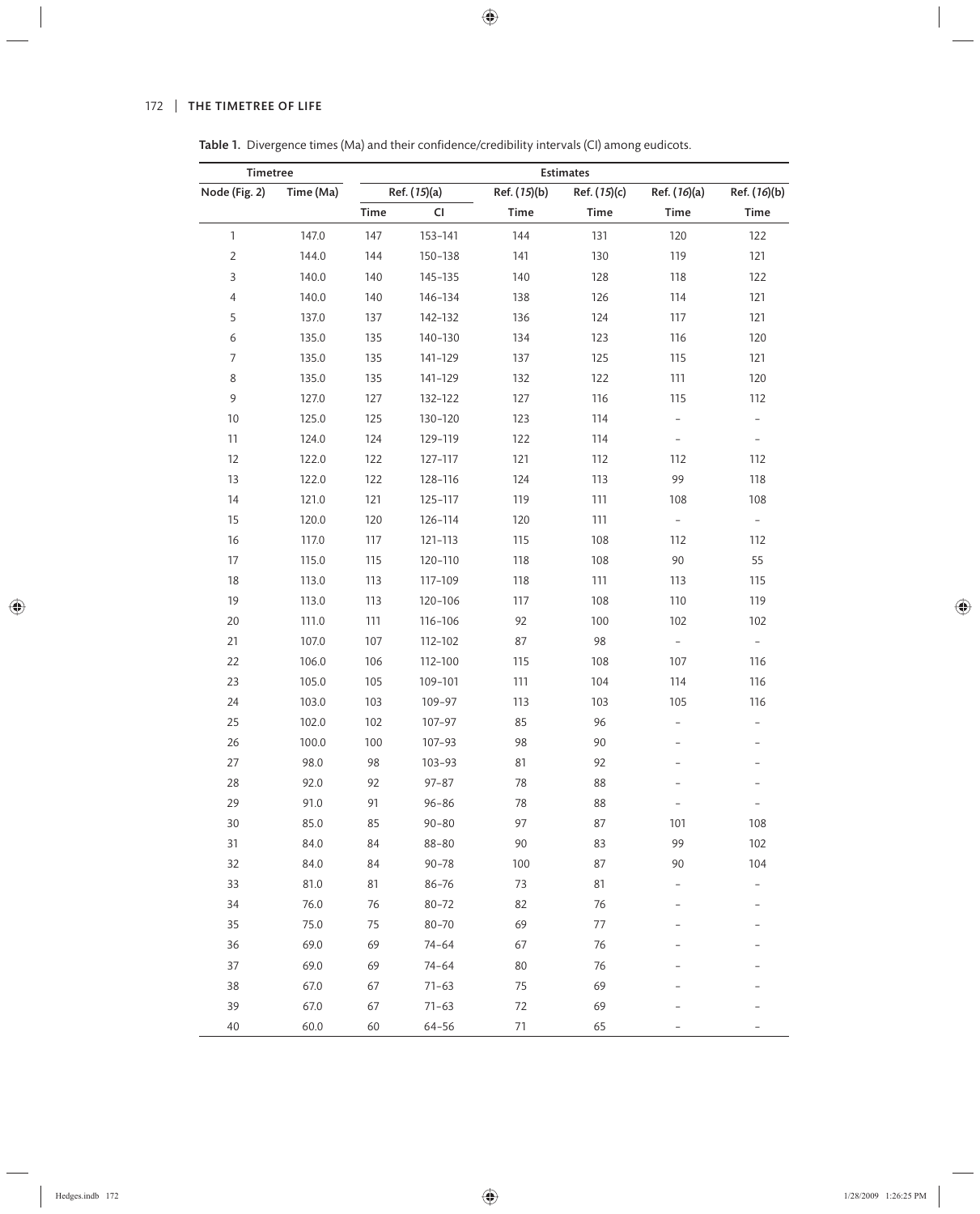**Table 1.** Divergence times (Ma) and their confidence/credibility intervals (CI) among eudicots.

| Timetree | | Estimates | | | | | |
|---|---|---|---|---|---|---|---|
| Node (Fig. 2) | Time (Ma) | Ref. (*15*)(a) | | Ref. (*15*)(b) | Ref. (*15*)(c) | Ref. (*16*)(a) | Ref. (*16*)(b) |
| | | Time | CI | Time | Time | Time | Time |
| 1 | 147.0 | 147 | 153–141 | 144 | 131 | 120 | 122 |
| 2 | 144.0 | 144 | 150–138 | 141 | 130 | 119 | 121 |
| 3 | 140.0 | 140 | 145–135 | 140 | 128 | 118 | 122 |
| 4 | 140.0 | 140 | 146–134 | 138 | 126 | 114 | 121 |
| 5 | 137.0 | 137 | 142–132 | 136 | 124 | 117 | 121 |
| 6 | 135.0 | 135 | 140–130 | 134 | 123 | 116 | 120 |
| 7 | 135.0 | 135 | 141–129 | 137 | 125 | 115 | 121 |
| 8 | 135.0 | 135 | 141–129 | 132 | 122 | 111 | 120 |
| 9 | 127.0 | 127 | 132–122 | 127 | 116 | 115 | 112 |
| 10 | 125.0 | 125 | 130–120 | 123 | 114 | – | – |
| 11 | 124.0 | 124 | 129–119 | 122 | 114 | – | – |
| 12 | 122.0 | 122 | 127–117 | 121 | 112 | 112 | 112 |
| 13 | 122.0 | 122 | 128–116 | 124 | 113 | 99 | 118 |
| 14 | 121.0 | 121 | 125–117 | 119 | 111 | 108 | 108 |
| 15 | 120.0 | 120 | 126–114 | 120 | 111 | – | – |
| 16 | 117.0 | 117 | 121–113 | 115 | 108 | 112 | 112 |
| 17 | 115.0 | 115 | 120–110 | 118 | 108 | 90 | 55 |
| 18 | 113.0 | 113 | 117–109 | 118 | 111 | 113 | 115 |
| 19 | 113.0 | 113 | 120–106 | 117 | 108 | 110 | 119 |
| 20 | 111.0 | 111 | 116–106 | 92 | 100 | 102 | 102 |
| 21 | 107.0 | 107 | 112–102 | 87 | 98 | – | – |
| 22 | 106.0 | 106 | 112–100 | 115 | 108 | 107 | 116 |
| 23 | 105.0 | 105 | 109–101 | 111 | 104 | 114 | 116 |
| 24 | 103.0 | 103 | 109–97 | 113 | 103 | 105 | 116 |
| 25 | 102.0 | 102 | 107–97 | 85 | 96 | – | – |
| 26 | 100.0 | 100 | 107–93 | 98 | 90 | – | – |
| 27 | 98.0 | 98 | 103–93 | 81 | 92 | – | – |
| 28 | 92.0 | 92 | 97–87 | 78 | 88 | – | – |
| 29 | 91.0 | 91 | 96–86 | 78 | 88 | – | – |
| 30 | 85.0 | 85 | 90–80 | 97 | 87 | 101 | 108 |
| 31 | 84.0 | 84 | 88–80 | 90 | 83 | 99 | 102 |
| 32 | 84.0 | 84 | 90–78 | 100 | 87 | 90 | 104 |
| 33 | 81.0 | 81 | 86–76 | 73 | 81 | – | – |
| 34 | 76.0 | 76 | 80–72 | 82 | 76 | – | – |
| 35 | 75.0 | 75 | 80–70 | 69 | 77 | – | – |
| 36 | 69.0 | 69 | 74–64 | 67 | 76 | – | – |
| 37 | 69.0 | 69 | 74–64 | 80 | 76 | – | – |
| 38 | 67.0 | 67 | 71–63 | 75 | 69 | – | – |
| 39 | 67.0 | 67 | 71–63 | 72 | 69 | – | – |
| 40 | 60.0 | 60 | 64–56 | 71 | 65 | – | – |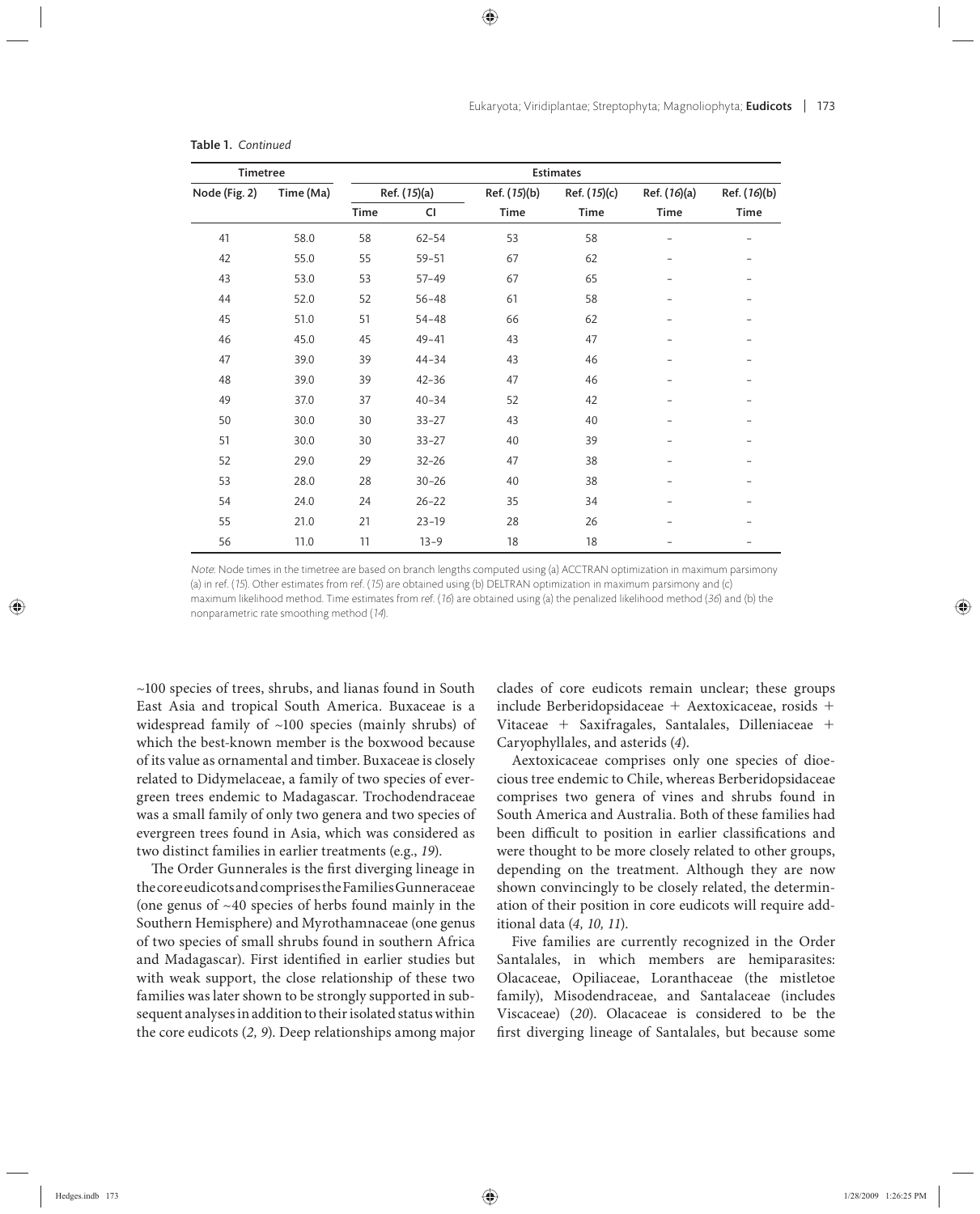**Table 1.** *Continued*

| Timetree | | Estimates | | | | | |
|---|---|---|---|---|---|---|---|
| Node (Fig. 2) | Time (Ma) | Ref. (*15*)(a) | | Ref. (*15*)(b) | Ref. (*15*)(c) | Ref. (*16*)(a) | Ref. (*16*)(b) |
| | | Time | CI | Time | Time | Time | Time |
| 41 | 58.0 | 58 | 62–54 | 53 | 58 | – | – |
| 42 | 55.0 | 55 | 59–51 | 67 | 62 | – | – |
| 43 | 53.0 | 53 | 57–49 | 67 | 65 | – | – |
| 44 | 52.0 | 52 | 56–48 | 61 | 58 | – | – |
| 45 | 51.0 | 51 | 54–48 | 66 | 62 | – | – |
| 46 | 45.0 | 45 | 49–41 | 43 | 47 | – | – |
| 47 | 39.0 | 39 | 44–34 | 43 | 46 | – | – |
| 48 | 39.0 | 39 | 42–36 | 47 | 46 | – | – |
| 49 | 37.0 | 37 | 40–34 | 52 | 42 | – | – |
| 50 | 30.0 | 30 | 33–27 | 43 | 40 | – | – |
| 51 | 30.0 | 30 | 33–27 | 40 | 39 | – | – |
| 52 | 29.0 | 29 | 32–26 | 47 | 38 | – | – |
| 53 | 28.0 | 28 | 30–26 | 40 | 38 | – | – |
| 54 | 24.0 | 24 | 26–22 | 35 | 34 | – | – |
| 55 | 21.0 | 21 | 23–19 | 28 | 26 | – | – |
| 56 | 11.0 | 11 | 13–9 | 18 | 18 | – | – |

*Note*: Node times in the timetree are based on branch lengths computed using (a) ACCTRAN optimization in maximum parsimony (a) in ref. (*15*). Other estimates from ref. (*15*) are obtained using (b) DELTRAN optimization in maximum parsimony and (c) maximum likelihood method. Time estimates from ref. (*16*) are obtained using (a) the penalized likelihood method (*36*) and (b) the nonparametric rate smoothing method (*14*).

~100 species of trees, shrubs, and lianas found in South East Asia and tropical South America. Buxaceae is a widespread family of ~100 species (mainly shrubs) of which the best-known member is the boxwood because of its value as ornamental and timber. Buxaceae is closely related to Didymelaceae, a family of two species of evergreen trees endemic to Madagascar. Trochodendraceae was a small family of only two genera and two species of evergreen trees found in Asia, which was considered as two distinct families in earlier treatments (e.g., *19*).

The Order Gunnerales is the first diverging lineage in the core eudicots and comprises the Families Gunneraceae (one genus of ~40 species of herbs found mainly in the Southern Hemisphere) and Myrothamnaceae (one genus of two species of small shrubs found in southern Africa and Madagascar). First identified in earlier studies but with weak support, the close relationship of these two families was later shown to be strongly supported in subsequent analyses in addition to their isolated status within the core eudicots (*2, 9*). Deep relationships among major clades of core eudicots remain unclear; these groups include Berberidopsidaceae + Aextoxicaceae, rosids + Vitaceae + Saxifragales, Santalales, Dilleniaceae + Caryophyllales, and asterids (*4*).

Aextoxicaceae comprises only one species of dioecious tree endemic to Chile, whereas Berberidopsidaceae comprises two genera of vines and shrubs found in South America and Australia. Both of these families had been difficult to position in earlier classifications and were thought to be more closely related to other groups, depending on the treatment. Although they are now shown convincingly to be closely related, the determination of their position in core eudicots will require additional data (*4, 10, 11*).

Five families are currently recognized in the Order Santalales, in which members are hemiparasites: Olacaceae, Opiliaceae, Loranthaceae (the mistletoe family), Misodendraceae, and Santalaceae (includes Viscaceae) (*20*). Olacaceae is considered to be the first diverging lineage of Santalales, but because some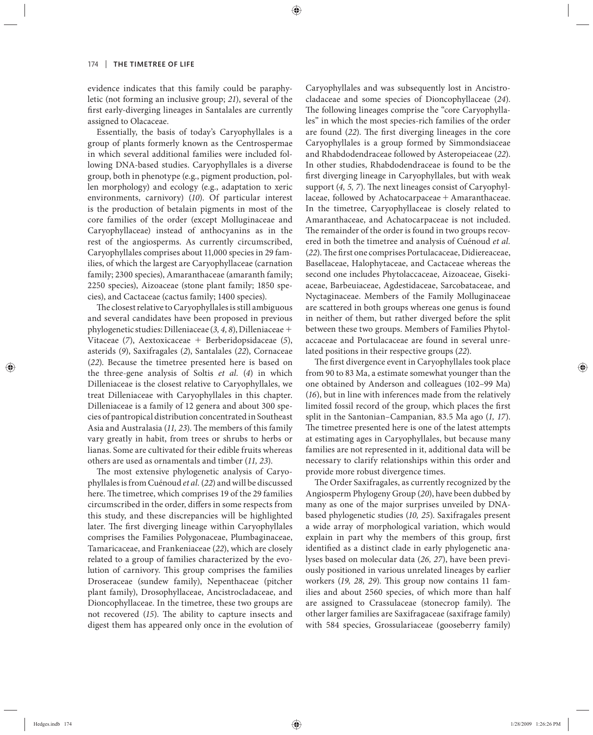evidence indicates that this family could be paraphyletic (not forming an inclusive group; *21*), several of the first early-diverging lineages in Santalales are currently assigned to Olacaceae.

Essentially, the basis of today's Caryophyllales is a group of plants formerly known as the Centrospermae in which several additional families were included following DNA-based studies. Caryophyllales is a diverse group, both in phenotype (e.g., pigment production, pollen morphology) and ecology (e.g., adaptation to xeric environments, carnivory) (*10*). Of particular interest is the production of betalain pigments in most of the core families of the order (except Molluginaceae and Caryophyllaceae) instead of anthocyanins as in the rest of the angiosperms. As currently circumscribed, Caryophyllales comprises about 11,000 species in 29 families, of which the largest are Caryophyllaceae (carnation family; 2300 species), Amaranthaceae (amaranth family; 2250 species), Aizoaceae (stone plant family; 1850 species), and Cactaceae (cactus family; 1400 species).

The closest relative to Caryophyllales is still ambiguous and several candidates have been proposed in previous phylogenetic studies: Dilleniaceae (*3, 4, 8*), Dilleniaceae + Vitaceae (*7*), Aextoxicaceae + Berberidopsidaceae (*5*), asterids (*9*), Saxifragales (*2*), Santalales (*22*), Cornaceae (*22*). Because the timetree presented here is based on the three-gene analysis of Soltis *et al.* (*4*) in which Dilleniaceae is the closest relative to Caryophyllales, we treat Dilleniaceae with Caryophyllales in this chapter. Dilleniaceae is a family of 12 genera and about 300 species of pantropical distribution concentrated in Southeast Asia and Australasia (*11, 23*). The members of this family vary greatly in habit, from trees or shrubs to herbs or lianas. Some are cultivated for their edible fruits whereas others are used as ornamentals and timber (*11, 23*).

The most extensive phylogenetic analysis of Caryophyllales is from Cuénoud *et al.* (*22*) and will be discussed here. The timetree, which comprises 19 of the 29 families circumscribed in the order, differs in some respects from this study, and these discrepancies will be highlighted later. The first diverging lineage within Caryophyllales comprises the Families Polygonaceae, Plumbaginaceae, Tamaricaceae, and Frankeniaceae (*22*), which are closely related to a group of families characterized by the evolution of carnivory. This group comprises the families Droseraceae (sundew family), Nepenthaceae (pitcher plant family), Drosophyllaceae, Ancistrocladaceae, and Dioncophyllaceae. In the timetree, these two groups are not recovered (*15*). The ability to capture insects and digest them has appeared only once in the evolution of Caryophyllales and was subsequently lost in Ancistrocladaceae and some species of Dioncophyllaceae (*24*). The following lineages comprise the "core Caryophyllales" in which the most species-rich families of the order are found (*22*). The first diverging lineages in the core Caryophyllales is a group formed by Simmondsiaceae and Rhabdodendraceae followed by Asteropeiaceae (*22*). In other studies, Rhabdodendraceae is found to be the first diverging lineage in Caryophyllales, but with weak support (*4, 5, 7*). The next lineages consist of Caryophyllaceae, followed by Achatocarpaceae + Amaranthaceae. In the timetree, Caryophyllaceae is closely related to Amaranthaceae, and Achatocarpaceae is not included. The remainder of the order is found in two groups recovered in both the timetree and analysis of Cuénoud *et al.* (*22*). The first one comprises Portulacaceae, Didiereaceae, Basellaceae, Halophytaceae, and Cactaceae whereas the second one includes Phytolaccaceae, Aizoaceae, Gisekiaceae, Barbeuiaceae, Agdestidaceae, Sarcobataceae, and Nyctaginaceae. Members of the Family Molluginaceae are scattered in both groups whereas one genus is found in neither of them, but rather diverged before the split between these two groups. Members of Families Phytolaccaceae and Portulacaceae are found in several unrelated positions in their respective groups (*22*).

The first divergence event in Caryophyllales took place from 90 to 83 Ma, a estimate somewhat younger than the one obtained by Anderson and colleagues (102–99 Ma) (*16*), but in line with inferences made from the relatively limited fossil record of the group, which places the first split in the Santonian–Campanian, 83.5 Ma ago (*1, 17*). The timetree presented here is one of the latest attempts at estimating ages in Caryophyllales, but because many families are not represented in it, additional data will be necessary to clarify relationships within this order and provide more robust divergence times.

The Order Saxifragales, as currently recognized by the Angiosperm Phylogeny Group (*20*), have been dubbed by many as one of the major surprises unveiled by DNA-based phylogenetic studies (*10, 25*). Saxifragales present a wide array of morphological variation, which would explain in part why the members of this group, first identified as a distinct clade in early phylogenetic analyses based on molecular data (*26, 27*), have been previously positioned in various unrelated lineages by earlier workers (*19, 28, 29*). This group now contains 11 families and about 2560 species, of which more than half are assigned to Crassulaceae (stonecrop family). The other larger families are Saxifragaceae (saxifrage family) with 584 species, Grossulariaceae (gooseberry family)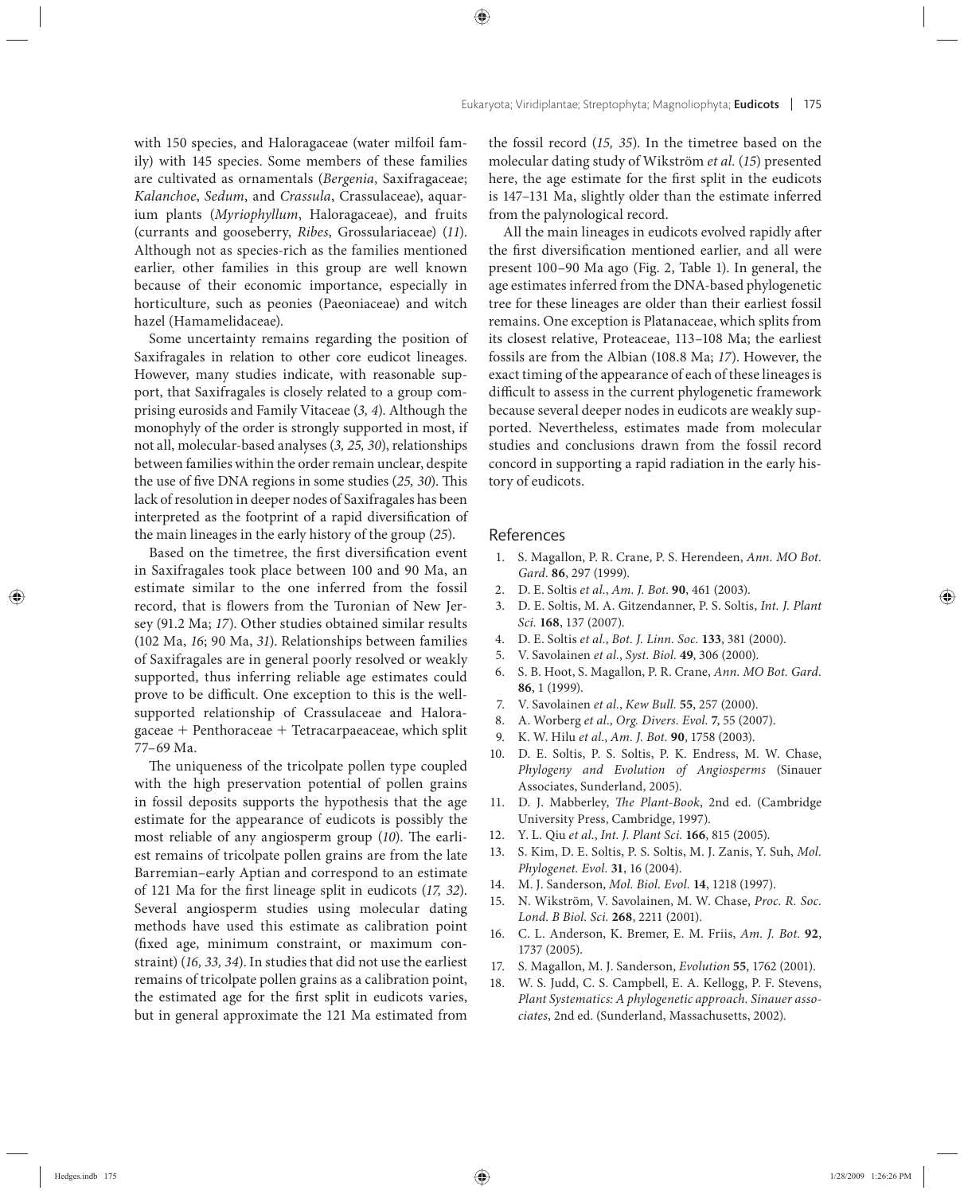with 150 species, and Haloragaceae (water milfoil family) with 145 species. Some members of these families are cultivated as ornamentals (*Bergenia*, Saxifragaceae; *Kalanchoe*, *Sedum*, and *Crassula*, Crassulaceae), aquarium plants (*Myriophyllum*, Haloragaceae), and fruits (currants and gooseberry, *Ribes*, Grossulariaceae) (*11*). Although not as species-rich as the families mentioned earlier, other families in this group are well known because of their economic importance, especially in horticulture, such as peonies (Paeoniaceae) and witch hazel (Hamamelidaceae).

Some uncertainty remains regarding the position of Saxifragales in relation to other core eudicot lineages. However, many studies indicate, with reasonable support, that Saxifragales is closely related to a group comprising eurosids and Family Vitaceae (*3, 4*). Although the monophyly of the order is strongly supported in most, if not all, molecular-based analyses (*3, 25, 30*), relationships between families within the order remain unclear, despite the use of five DNA regions in some studies (*25, 30*). This lack of resolution in deeper nodes of Saxifragales has been interpreted as the footprint of a rapid diversification of the main lineages in the early history of the group (*25*).

Based on the timetree, the first diversification event in Saxifragales took place between 100 and 90 Ma, an estimate similar to the one inferred from the fossil record, that is flowers from the Turonian of New Jersey (91.2 Ma; *17*). Other studies obtained similar results (102 Ma, *16*; 90 Ma, *31*). Relationships between families of Saxifragales are in general poorly resolved or weakly supported, thus inferring reliable age estimates could prove to be difficult. One exception to this is the well-supported relationship of Crassulaceae and Haloragaceae + Penthoraceae + Tetracarpaeaceae, which split 77–69 Ma.

The uniqueness of the tricolpate pollen type coupled with the high preservation potential of pollen grains in fossil deposits supports the hypothesis that the age estimate for the appearance of eudicots is possibly the most reliable of any angiosperm group (*10*). The earliest remains of tricolpate pollen grains are from the late Barremian–early Aptian and correspond to an estimate of 121 Ma for the first lineage split in eudicots (*17, 32*). Several angiosperm studies using molecular dating methods have used this estimate as calibration point (fixed age, minimum constraint, or maximum constraint) (*16, 33, 34*). In studies that did not use the earliest remains of tricolpate pollen grains as a calibration point, the estimated age for the first split in eudicots varies, but in general approximate the 121 Ma estimated from the fossil record (*15, 35*). In the timetree based on the molecular dating study of Wikström *et al.* (*15*) presented here, the age estimate for the first split in the eudicots is 147–131 Ma, slightly older than the estimate inferred from the palynological record.

All the main lineages in eudicots evolved rapidly after the first diversification mentioned earlier, and all were present 100–90 Ma ago (Fig. 2, Table 1). In general, the age estimates inferred from the DNA-based phylogenetic tree for these lineages are older than their earliest fossil remains. One exception is Platanaceae, which splits from its closest relative, Proteaceae, 113–108 Ma; the earliest fossils are from the Albian (108.8 Ma; *17*). However, the exact timing of the appearance of each of these lineages is difficult to assess in the current phylogenetic framework because several deeper nodes in eudicots are weakly supported. Nevertheless, estimates made from molecular studies and conclusions drawn from the fossil record concord in supporting a rapid radiation in the early history of eudicots.

## References

1. S. Magallon, P. R. Crane, P. S. Herendeen, *Ann. MO Bot. Gard.* **86**, 297 (1999).
2. D. E. Soltis *et al.*, *Am. J. Bot.* **90**, 461 (2003).
3. D. E. Soltis, M. A. Gitzendanner, P. S. Soltis, *Int. J. Plant Sci.* **168**, 137 (2007).
4. D. E. Soltis *et al.*, *Bot. J. Linn. Soc.* **133**, 381 (2000).
5. V. Savolainen *et al.*, *Syst. Biol.* **49**, 306 (2000).
6. S. B. Hoot, S. Magallon, P. R. Crane, *Ann. MO Bot. Gard.* **86**, 1 (1999).
7. V. Savolainen *et al.*, *Kew Bull.* **55**, 257 (2000).
8. A. Worberg *et al.*, *Org. Divers. Evol.* **7**, 55 (2007).
9. K. W. Hilu *et al.*, *Am. J. Bot.* **90**, 1758 (2003).
10. D. E. Soltis, P. S. Soltis, P. K. Endress, M. W. Chase, *Phylogeny and Evolution of Angiosperms* (Sinauer Associates, Sunderland, 2005).
11. D. J. Mabberley, *The Plant-Book*, 2nd ed. (Cambridge University Press, Cambridge, 1997).
12. Y. L. Qiu *et al.*, *Int. J. Plant Sci.* **166**, 815 (2005).
13. S. Kim, D. E. Soltis, P. S. Soltis, M. J. Zanis, Y. Suh, *Mol. Phylogenet. Evol.* **31**, 16 (2004).
14. M. J. Sanderson, *Mol. Biol. Evol.* **14**, 1218 (1997).
15. N. Wikström, V. Savolainen, M. W. Chase, *Proc. R. Soc. Lond. B Biol. Sci.* **268**, 2211 (2001).
16. C. L. Anderson, K. Bremer, E. M. Friis, *Am. J. Bot.* **92**, 1737 (2005).
17. S. Magallon, M. J. Sanderson, *Evolution* **55**, 1762 (2001).
18. W. S. Judd, C. S. Campbell, E. A. Kellogg, P. F. Stevens, *Plant Systematics: A phylogenetic approach. Sinauer associates*, 2nd ed. (Sunderland, Massachusetts, 2002).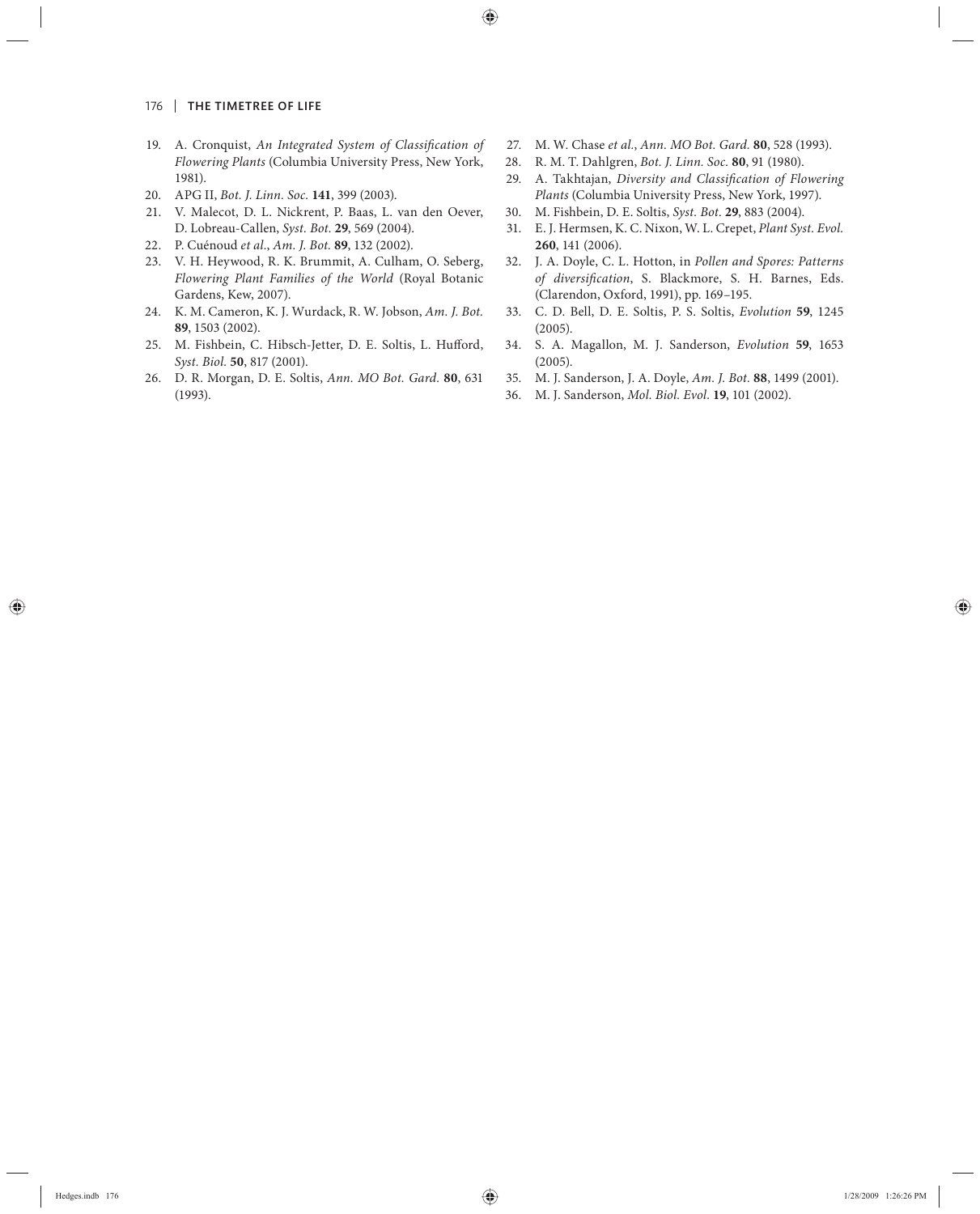19. A. Cronquist, *An Integrated System of Classification of Flowering Plants* (Columbia University Press, New York, 1981).
20. APG II, *Bot. J. Linn. Soc.* **141**, 399 (2003).
21. V. Malecot, D. L. Nickrent, P. Baas, L. van den Oever, D. Lobreau-Callen, *Syst. Bot.* **29**, 569 (2004).
22. P. Cuénoud *et al.*, *Am. J. Bot.* **89**, 132 (2002).
23. V. H. Heywood, R. K. Brummit, A. Culham, O. Seberg, *Flowering Plant Families of the World* (Royal Botanic Gardens, Kew, 2007).
24. K. M. Cameron, K. J. Wurdack, R. W. Jobson, *Am. J. Bot.* **89**, 1503 (2002).
25. M. Fishbein, C. Hibsch-Jetter, D. E. Soltis, L. Hufford, *Syst. Biol.* **50**, 817 (2001).
26. D. R. Morgan, D. E. Soltis, *Ann. MO Bot. Gard.* **80**, 631 (1993).
27. M. W. Chase *et al.*, *Ann. MO Bot. Gard.* **80**, 528 (1993).
28. R. M. T. Dahlgren, *Bot. J. Linn. Soc.* **80**, 91 (1980).
29. A. Takhtajan, *Diversity and Classification of Flowering Plants* (Columbia University Press, New York, 1997).
30. M. Fishbein, D. E. Soltis, *Syst. Bot.* **29**, 883 (2004).
31. E. J. Hermsen, K. C. Nixon, W. L. Crepet, *Plant Syst. Evol.* **260**, 141 (2006).
32. J. A. Doyle, C. L. Hotton, in *Pollen and Spores: Patterns of diversification*, S. Blackmore, S. H. Barnes, Eds. (Clarendon, Oxford, 1991), pp. 169–195.
33. C. D. Bell, D. E. Soltis, P. S. Soltis, *Evolution* **59**, 1245 (2005).
34. S. A. Magallon, M. J. Sanderson, *Evolution* **59**, 1653 (2005).
35. M. J. Sanderson, J. A. Doyle, *Am. J. Bot.* **88**, 1499 (2001).
36. M. J. Sanderson, *Mol. Biol. Evol.* **19**, 101 (2002).